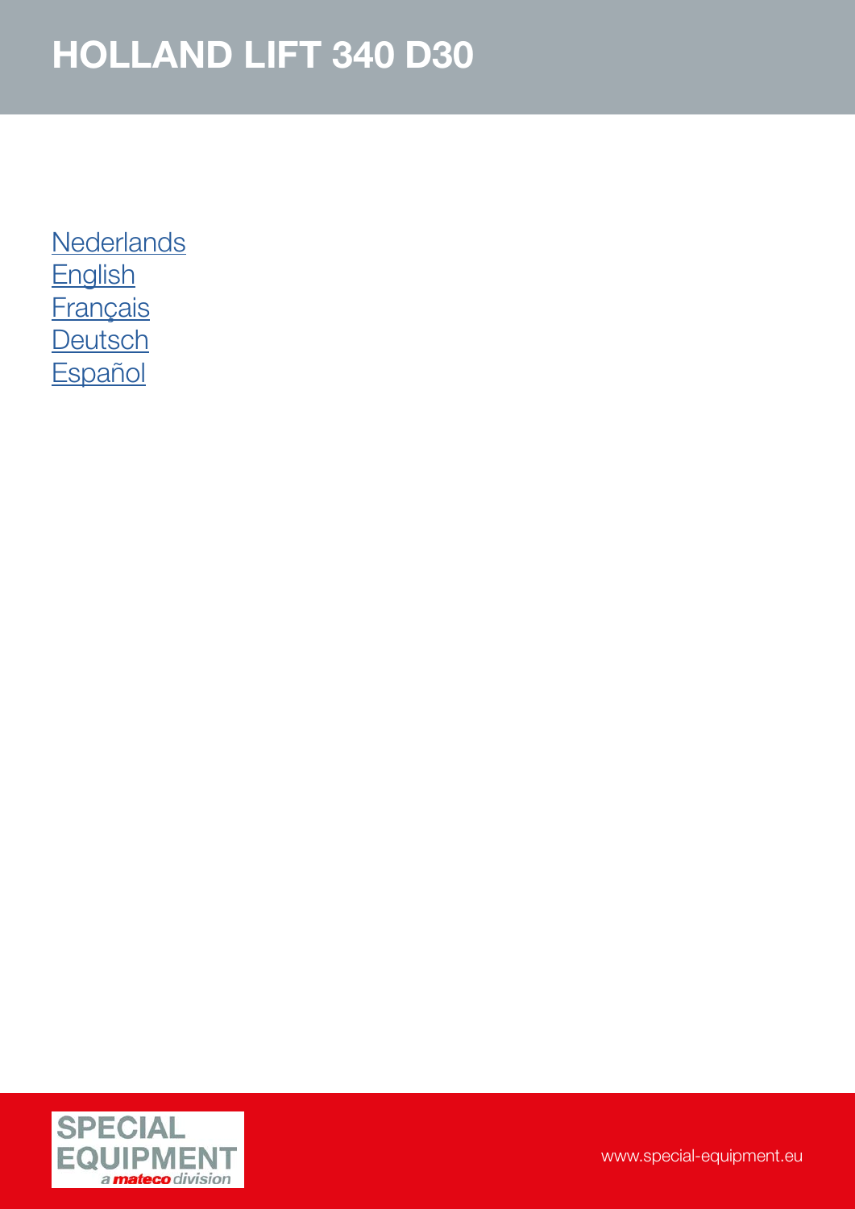# HOLLAND LIFT 340 D30

Nederlands
English
Français
Deutsch
Español

SPECIAL EQUIPMENT
a mateco division

www.special-equipment.eu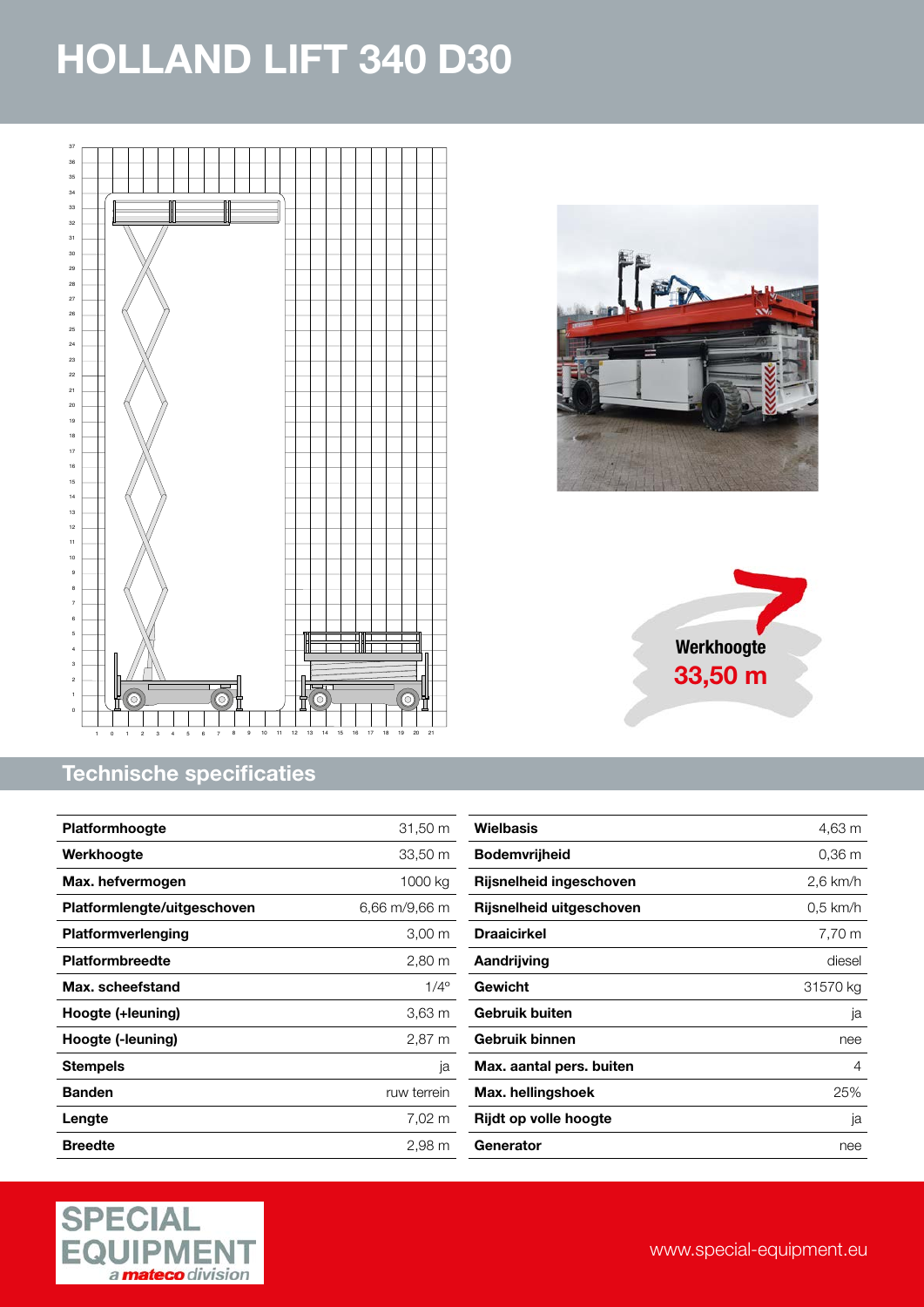# HOLLAND LIFT 340 D30

Werkhoogte
**33,50 m**

## Technische specificaties

| Platformhoogte | 31,50 m |
|---|---|
| Werkhoogte | 33,50 m |
| Max. hefvermogen | 1000 kg |
| Platformlengte/uitgeschoven | 6,66 m/9,66 m |
| Platformverlenging | 3,00 m |
| Platformbreedte | 2,80 m |
| Max. scheefstand | 1/4° |
| Hoogte (+leuning) | 3,63 m |
| Hoogte (-leuning) | 2,87 m |
| Stempels | ja |
| Banden | ruw terrein |
| Lengte | 7,02 m |
| Breedte | 2,98 m |

| Wielbasis | 4,63 m |
|---|---|
| Bodemvrijheid | 0,36 m |
| Rijsnelheid ingeschoven | 2,6 km/h |
| Rijsnelheid uitgeschoven | 0,5 km/h |
| Draaicirkel | 7,70 m |
| Aandrijving | diesel |
| Gewicht | 31570 kg |
| Gebruik buiten | ja |
| Gebruik binnen | nee |
| Max. aantal pers. buiten | 4 |
| Max. hellingshoek | 25% |
| Rijdt op volle hoogte | ja |
| Generator | nee |

SPECIAL EQUIPMENT *a mateco division*

www.special-equipment.eu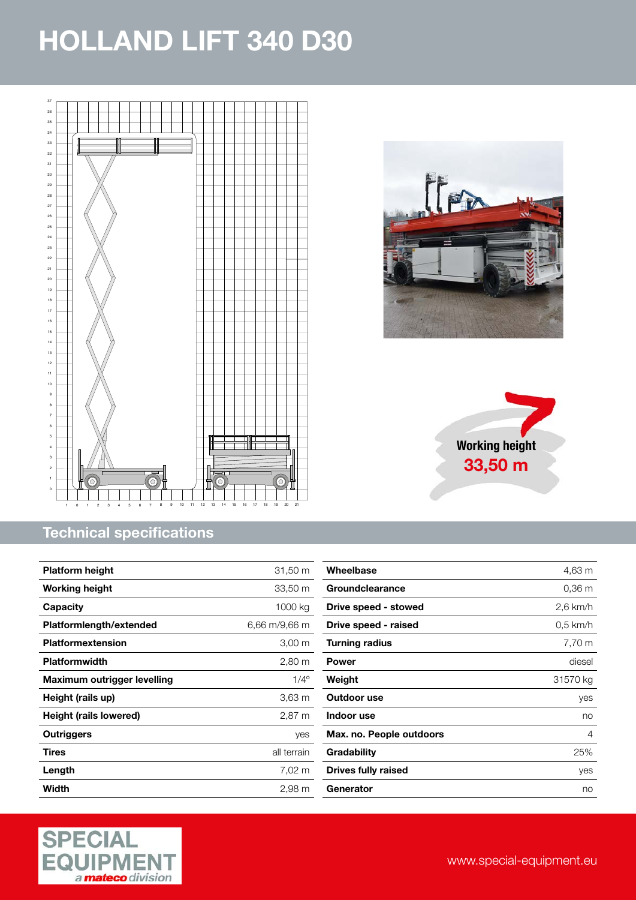# HOLLAND LIFT 340 D30

**Working height**
**33,50 m**

## Technical specifications

| | |
|---|---|
| **Platform height** | 31,50 m |
| **Working height** | 33,50 m |
| **Capacity** | 1000 kg |
| **Platformlength/extended** | 6,66 m/9,66 m |
| **Platformextension** | 3,00 m |
| **Platformwidth** | 2,80 m |
| **Maximum outrigger levelling** | 1/4° |
| **Height (rails up)** | 3,63 m |
| **Height (rails lowered)** | 2,87 m |
| **Outriggers** | yes |
| **Tires** | all terrain |
| **Length** | 7,02 m |
| **Width** | 2,98 m |

| | |
|---|---|
| **Wheelbase** | 4,63 m |
| **Groundclearance** | 0,36 m |
| **Drive speed - stowed** | 2,6 km/h |
| **Drive speed - raised** | 0,5 km/h |
| **Turning radius** | 7,70 m |
| **Power** | diesel |
| **Weight** | 31570 kg |
| **Outdoor use** | yes |
| **Indoor use** | no |
| **Max. no. People outdoors** | 4 |
| **Gradability** | 25% |
| **Drives fully raised** | yes |
| **Generator** | no |

SPECIAL EQUIPMENT *a mateco division*

www.special-equipment.eu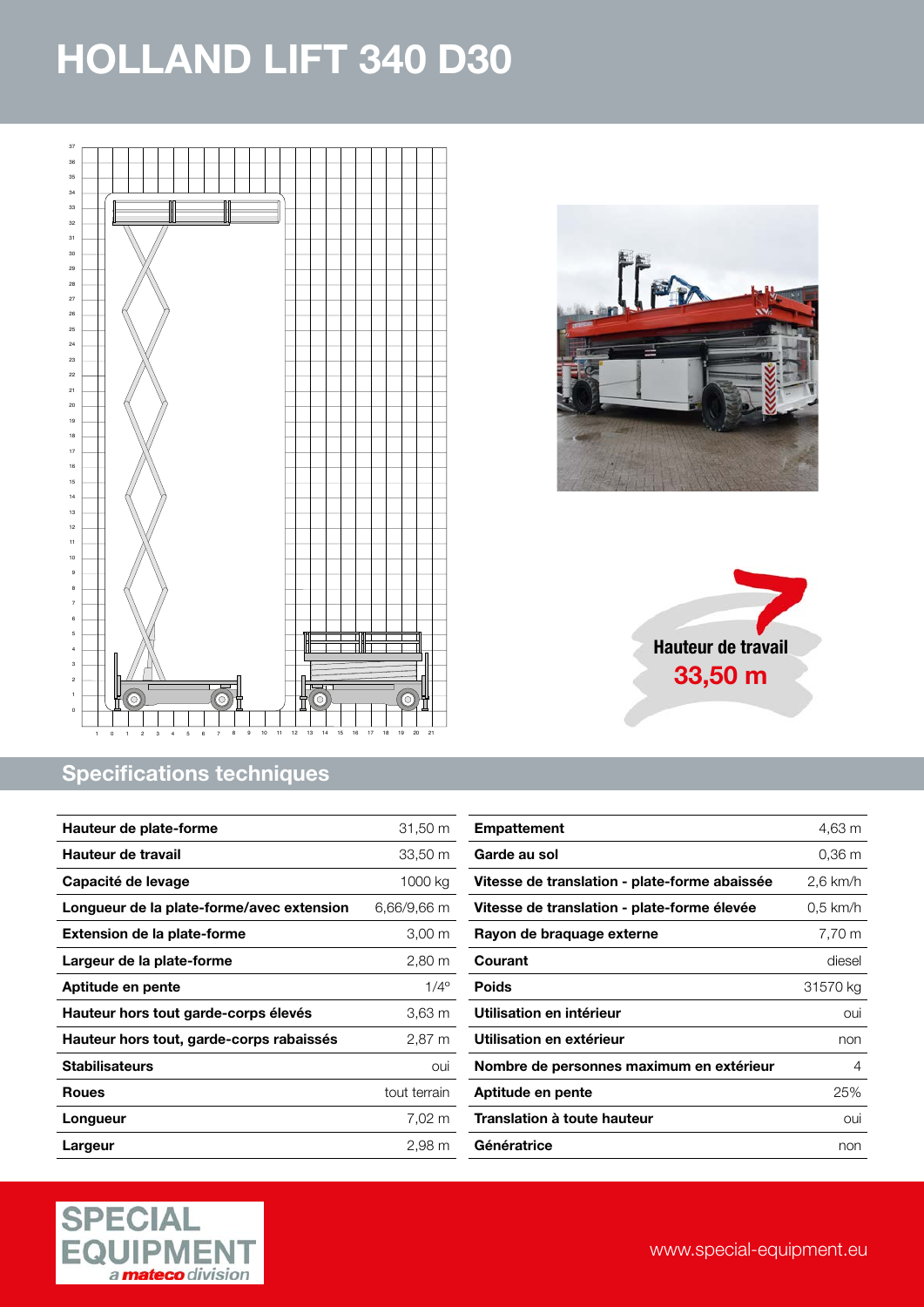# HOLLAND LIFT 340 D30

**Hauteur de travail**
**33,50 m**

## Specifications techniques

| | |
|---|---|
| **Hauteur de plate-forme** | 31,50 m |
| **Hauteur de travail** | 33,50 m |
| **Capacité de levage** | 1000 kg |
| **Longueur de la plate-forme/avec extension** | 6,66/9,66 m |
| **Extension de la plate-forme** | 3,00 m |
| **Largeur de la plate-forme** | 2,80 m |
| **Aptitude en pente** | 1/4° |
| **Hauteur hors tout garde-corps élevés** | 3,63 m |
| **Hauteur hors tout, garde-corps rabaissés** | 2,87 m |
| **Stabilisateurs** | oui |
| **Roues** | tout terrain |
| **Longueur** | 7,02 m |
| **Largeur** | 2,98 m |

| | |
|---|---|
| **Empattement** | 4,63 m |
| **Garde au sol** | 0,36 m |
| **Vitesse de translation - plate-forme abaissée** | 2,6 km/h |
| **Vitesse de translation - plate-forme élevée** | 0,5 km/h |
| **Rayon de braquage externe** | 7,70 m |
| **Courant** | diesel |
| **Poids** | 31570 kg |
| **Utilisation en intérieur** | oui |
| **Utilisation en extérieur** | non |
| **Nombre de personnes maximum en extérieur** | 4 |
| **Aptitude en pente** | 25% |
| **Translation à toute hauteur** | oui |
| **Génératrice** | non |

SPECIAL EQUIPMENT
*a mateco division*

www.special-equipment.eu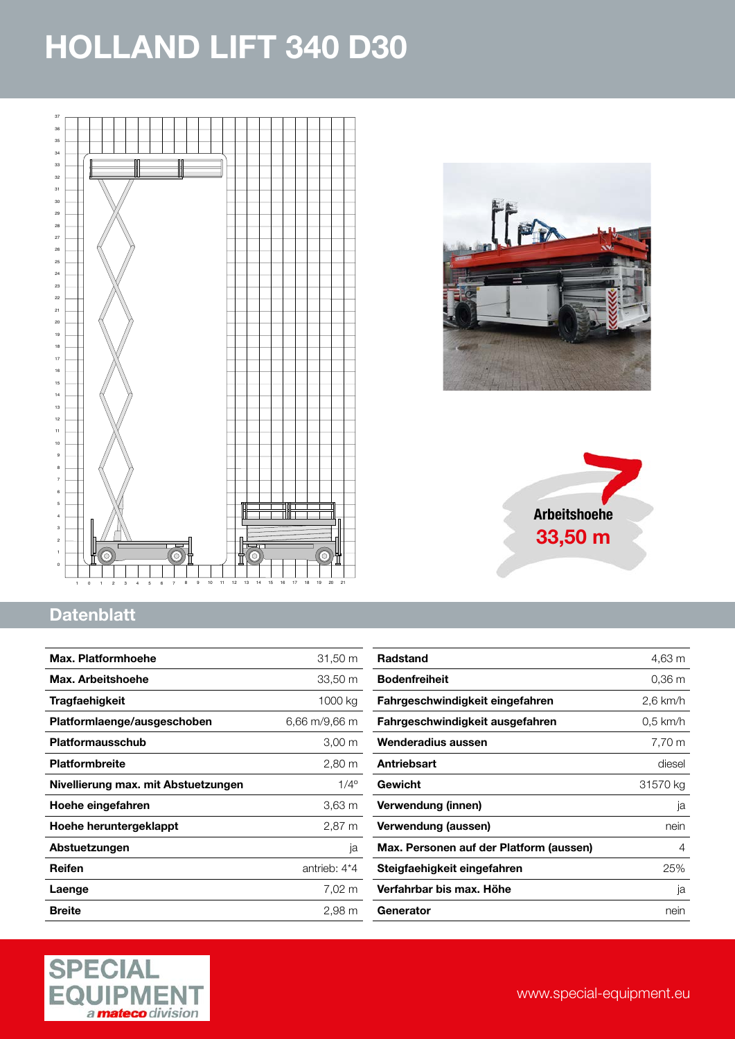# HOLLAND LIFT 340 D30

**Arbeitshoehe**
**33,50 m**

## Datenblatt

| | |
|---|---|
| **Max. Platformhoehe** | 31,50 m |
| **Max. Arbeitshoehe** | 33,50 m |
| **Tragfaehigkeit** | 1000 kg |
| **Platformlaenge/ausgeschoben** | 6,66 m/9,66 m |
| **Platformausschub** | 3,00 m |
| **Platformbreite** | 2,80 m |
| **Nivellierung max. mit Abstuetzungen** | 1/4° |
| **Hoehe eingefahren** | 3,63 m |
| **Hoehe heruntergeklappt** | 2,87 m |
| **Abstuetzungen** | ja |
| **Reifen** | antrieb: 4*4 |
| **Laenge** | 7,02 m |
| **Breite** | 2,98 m |

| | |
|---|---|
| **Radstand** | 4,63 m |
| **Bodenfreiheit** | 0,36 m |
| **Fahrgeschwindigkeit eingefahren** | 2,6 km/h |
| **Fahrgeschwindigkeit ausgefahren** | 0,5 km/h |
| **Wenderadius aussen** | 7,70 m |
| **Antriebsart** | diesel |
| **Gewicht** | 31570 kg |
| **Verwendung (innen)** | ja |
| **Verwendung (aussen)** | nein |
| **Max. Personen auf der Platform (aussen)** | 4 |
| **Steigfaehigkeit eingefahren** | 25% |
| **Verfahrbar bis max. Höhe** | ja |
| **Generator** | nein |

SPECIAL EQUIPMENT
*a mateco division*

www.special-equipment.eu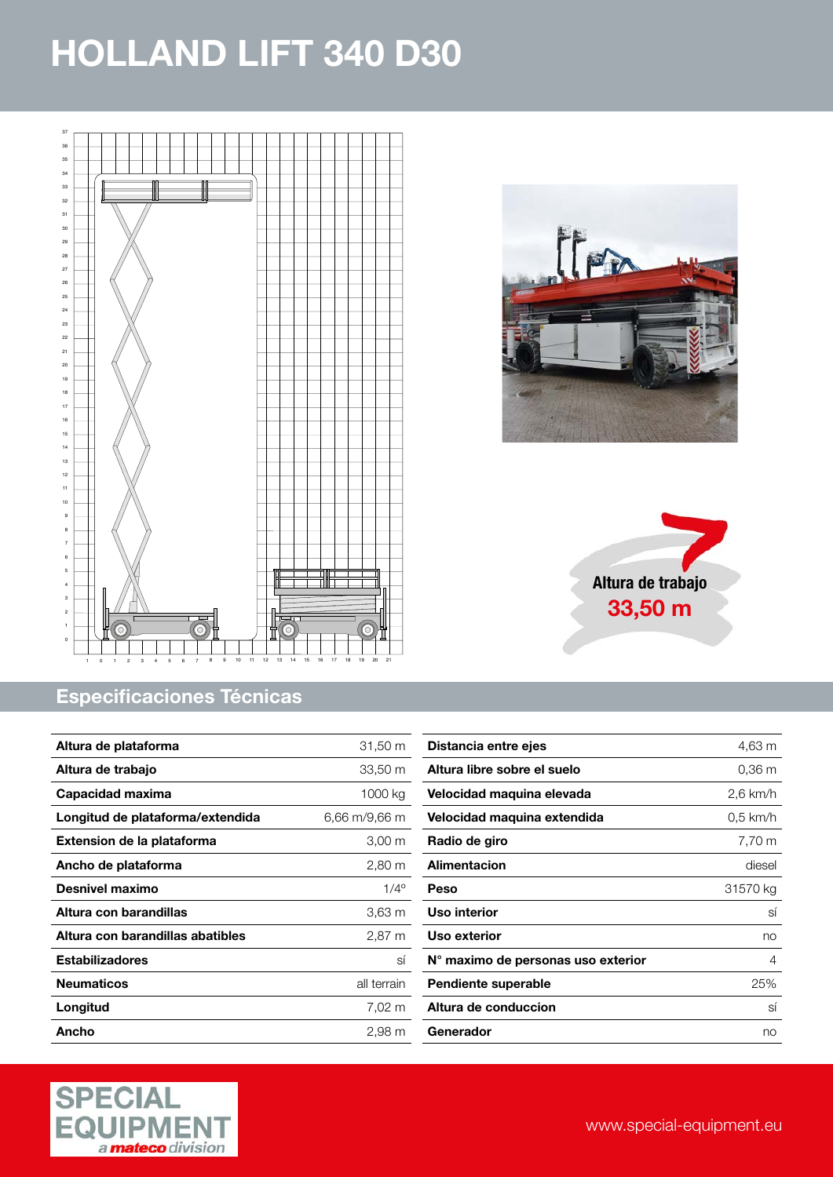# HOLLAND LIFT 340 D30

Altura de trabajo
33,50 m

## Especificaciones Técnicas

| | |
|---|---|
| **Altura de plataforma** | 31,50 m |
| **Altura de trabajo** | 33,50 m |
| **Capacidad maxima** | 1000 kg |
| **Longitud de plataforma/extendida** | 6,66 m/9,66 m |
| **Extension de la plataforma** | 3,00 m |
| **Ancho de plataforma** | 2,80 m |
| **Desnivel maximo** | 1/4° |
| **Altura con barandillas** | 3,63 m |
| **Altura con barandillas abatibles** | 2,87 m |
| **Estabilizadores** | sí |
| **Neumaticos** | all terrain |
| **Longitud** | 7,02 m |
| **Ancho** | 2,98 m |

| | |
|---|---|
| **Distancia entre ejes** | 4,63 m |
| **Altura libre sobre el suelo** | 0,36 m |
| **Velocidad maquina elevada** | 2,6 km/h |
| **Velocidad maquina extendida** | 0,5 km/h |
| **Radio de giro** | 7,70 m |
| **Alimentacion** | diesel |
| **Peso** | 31570 kg |
| **Uso interior** | sí |
| **Uso exterior** | no |
| **N° maximo de personas uso exterior** | 4 |
| **Pendiente superable** | 25% |
| **Altura de conduccion** | sí |
| **Generador** | no |

SPECIAL EQUIPMENT
a mateco division

www.special-equipment.eu